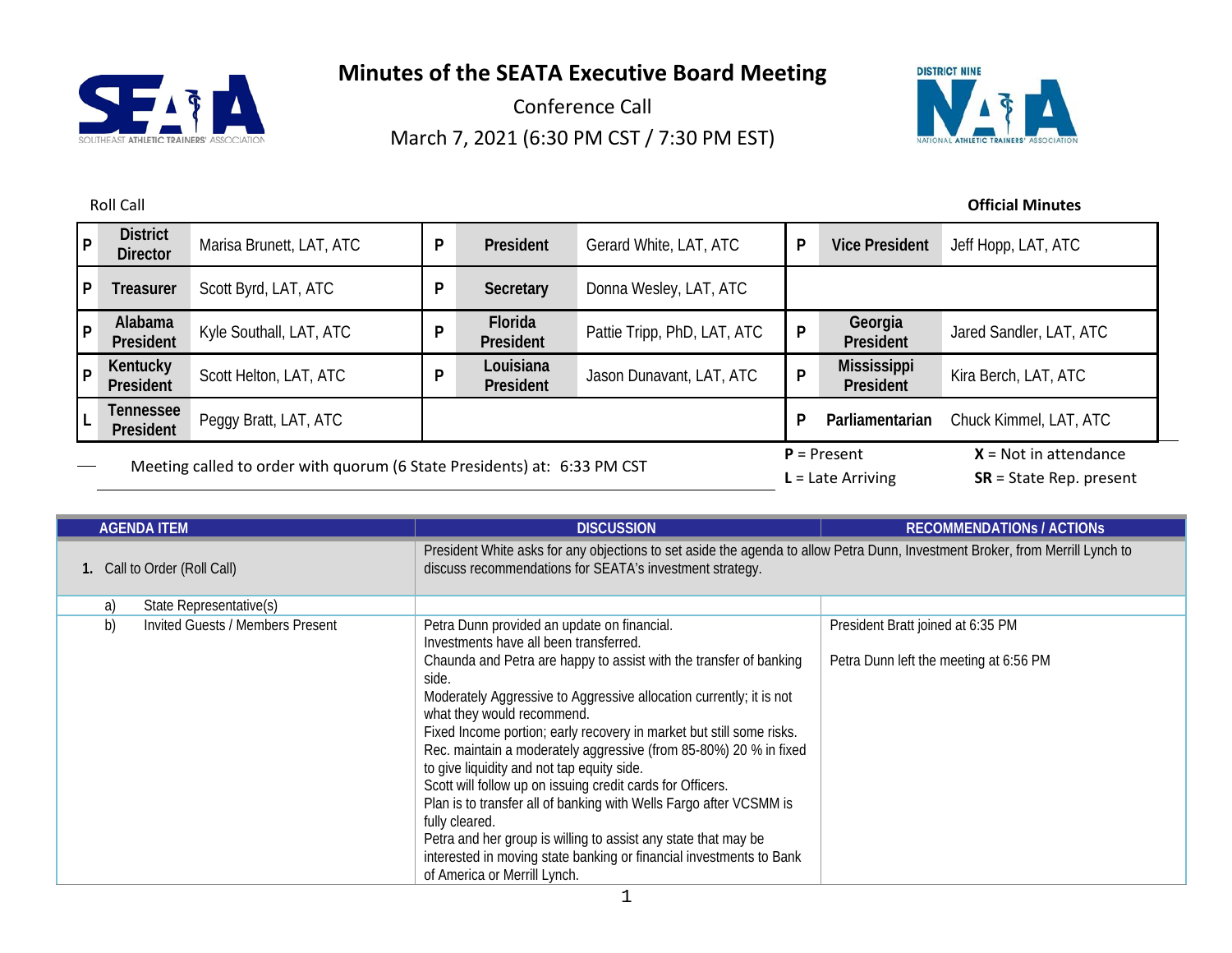# Minutes of the SEATA Executive Board Meeting

Conference Call

March 7, 2021 (6:30 PM CST / 7:30 PM EST)

Roll Call

**Official Minutes**

| | | | | | | | | |
|---|---|---|---|---|---|---|---|---|
| P | **District Director** | Marisa Brunett, LAT, ATC | P | **President** | Gerard White, LAT, ATC | P | **Vice President** | Jeff Hopp, LAT, ATC |
| P | **Treasurer** | Scott Byrd, LAT, ATC | P | **Secretary** | Donna Wesley, LAT, ATC | | | |
| P | **Alabama President** | Kyle Southall, LAT, ATC | P | **Florida President** | Pattie Tripp, PhD, LAT, ATC | P | **Georgia President** | Jared Sandler, LAT, ATC |
| P | **Kentucky President** | Scott Helton, LAT, ATC | P | **Louisiana President** | Jason Dunavant, LAT, ATC | P | **Mississippi President** | Kira Berch, LAT, ATC |
| L | **Tennessee President** | Peggy Bratt, LAT, ATC | | | | P | **Parliamentarian** | Chuck Kimmel, LAT, ATC |

Meeting called to order with quorum (6 State Presidents) at: 6:33 PM CST

**P** = Present  **X** = Not in attendance
**L** = Late Arriving  **SR** = State Rep. present

| AGENDA ITEM | DISCUSSION | RECOMMENDATIONs / ACTIONs |
|---|---|---|
| **1.** Call to Order (Roll Call) | President White asks for any objections to set aside the agenda to allow Petra Dunn, Investment Broker, from Merrill Lynch to discuss recommendations for SEATA's investment strategy. | |
| a) State Representative(s) | | |
| b) Invited Guests / Members Present | Petra Dunn provided an update on financial.<br>Investments have all been transferred.<br>Chaunda and Petra are happy to assist with the transfer of banking side.<br>Moderately Aggressive to Aggressive allocation currently; it is not what they would recommend.<br>Fixed Income portion; early recovery in market but still some risks.<br>Rec. maintain a moderately aggressive (from 85-80%) 20 % in fixed to give liquidity and not tap equity side.<br>Scott will follow up on issuing credit cards for Officers.<br>Plan is to transfer all of banking with Wells Fargo after VCSMM is fully cleared.<br>Petra and her group is willing to assist any state that may be interested in moving state banking or financial investments to Bank of America or Merrill Lynch. | President Bratt joined at 6:35 PM<br><br>Petra Dunn left the meeting at 6:56 PM |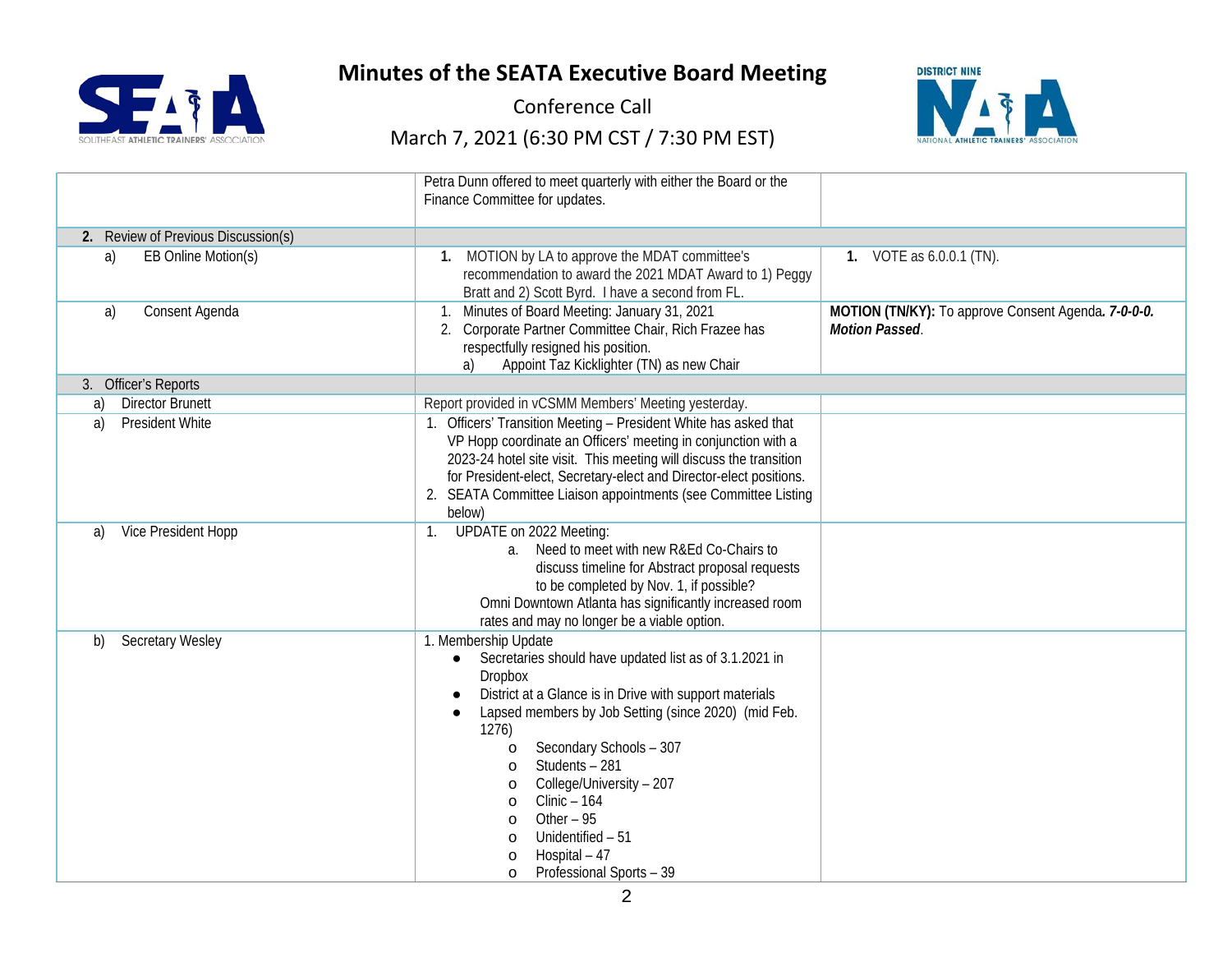# Minutes of the SEATA Executive Board Meeting

Conference Call

March 7, 2021 (6:30 PM CST / 7:30 PM EST)

| | | |
|---|---|---|
| | Petra Dunn offered to meet quarterly with either the Board or the Finance Committee for updates. | |
| **2.** Review of Previous Discussion(s) | | |
| a) EB Online Motion(s) | **1.** MOTION by LA to approve the MDAT committee's recommendation to award the 2021 MDAT Award to 1) Peggy Bratt and 2) Scott Byrd. I have a second from FL. | **1.** VOTE as 6.0.0.1 (TN). |
| a) Consent Agenda | 1. Minutes of Board Meeting: January 31, 2021<br>2. Corporate Partner Committee Chair, Rich Frazee has respectfully resigned his position.<br>a) Appoint Taz Kicklighter (TN) as new Chair | **MOTION (TN/KY):** To approve Consent Agenda*. **7-0-0-0. Motion Passed**.* |
| 3. Officer's Reports | | |
| a) Director Brunett | Report provided in vCSMM Members' Meeting yesterday. | |
| a) President White | 1. Officers' Transition Meeting – President White has asked that VP Hopp coordinate an Officers' meeting in conjunction with a 2023-24 hotel site visit. This meeting will discuss the transition for President-elect, Secretary-elect and Director-elect positions.<br>2. SEATA Committee Liaison appointments (see Committee Listing below) | |
| a) Vice President Hopp | 1. UPDATE on 2022 Meeting:<br>a. Need to meet with new R&Ed Co-Chairs to discuss timeline for Abstract proposal requests to be completed by Nov. 1, if possible?<br>Omni Downtown Atlanta has significantly increased room rates and may no longer be a viable option. | |
| b) Secretary Wesley | 1. Membership Update<br>• Secretaries should have updated list as of 3.1.2021 in Dropbox<br>• District at a Glance is in Drive with support materials<br>• Lapsed members by Job Setting (since 2020) (mid Feb. 1276)<br>o Secondary Schools – 307<br>o Students – 281<br>o College/University – 207<br>o Clinic – 164<br>o Other – 95<br>o Unidentified – 51<br>o Hospital – 47<br>o Professional Sports – 39 | |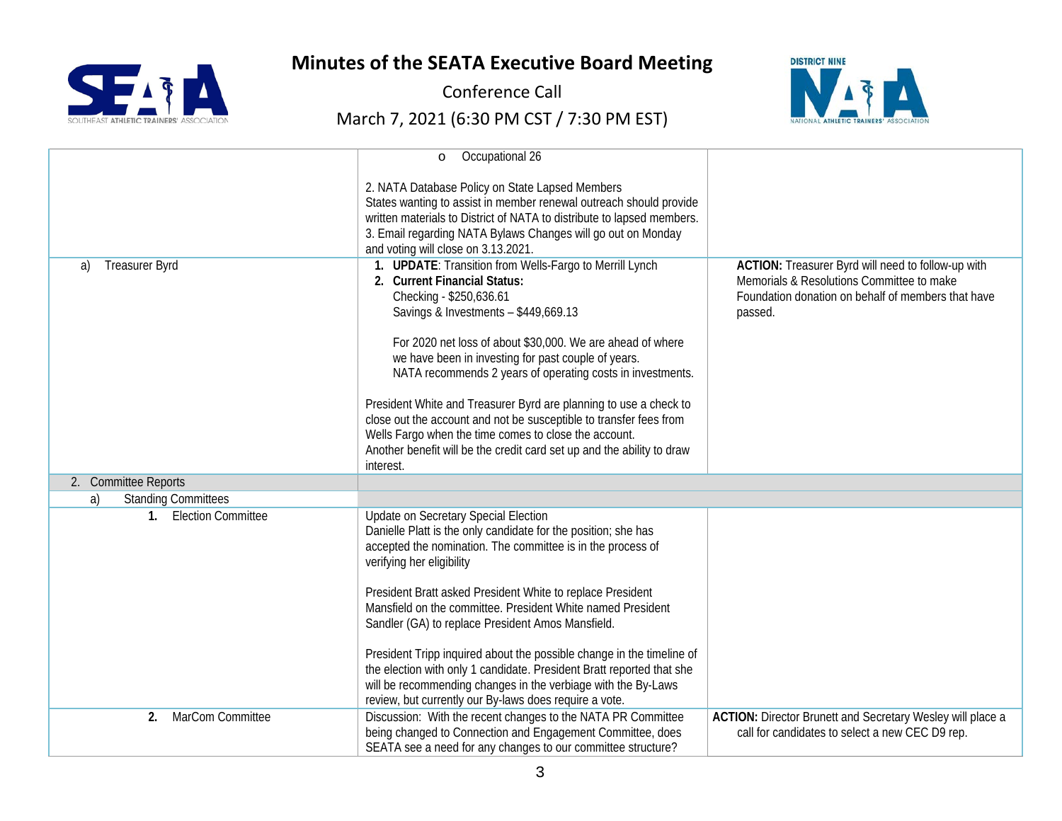# Minutes of the SEATA Executive Board Meeting

Conference Call

March 7, 2021 (6:30 PM CST / 7:30 PM EST)

| | | |
|---|---|---|
| | o Occupational 26<br><br>2. NATA Database Policy on State Lapsed Members<br>States wanting to assist in member renewal outreach should provide written materials to District of NATA to distribute to lapsed members.<br>3. Email regarding NATA Bylaws Changes will go out on Monday and voting will close on 3.13.2021. | |
| a) Treasurer Byrd | 1. **UPDATE**: Transition from Wells-Fargo to Merrill Lynch<br>2. **Current Financial Status:**<br>Checking - $250,636.61<br>Savings & Investments – $449,669.13<br><br>For 2020 net loss of about $30,000. We are ahead of where we have been in investing for past couple of years.<br>NATA recommends 2 years of operating costs in investments.<br><br>President White and Treasurer Byrd are planning to use a check to close out the account and not be susceptible to transfer fees from Wells Fargo when the time comes to close the account.<br>Another benefit will be the credit card set up and the ability to draw interest. | **ACTION:** Treasurer Byrd will need to follow-up with Memorials & Resolutions Committee to make Foundation donation on behalf of members that have passed. |
| 2. Committee Reports | | |
| a) Standing Committees | | |
| **1.** Election Committee | Update on Secretary Special Election<br>Danielle Platt is the only candidate for the position; she has accepted the nomination. The committee is in the process of verifying her eligibility<br><br>President Bratt asked President White to replace President Mansfield on the committee. President White named President Sandler (GA) to replace President Amos Mansfield.<br><br>President Tripp inquired about the possible change in the timeline of the election with only 1 candidate. President Bratt reported that she will be recommending changes in the verbiage with the By-Laws review, but currently our By-laws does require a vote. | |
| **2.** MarCom Committee | Discussion: With the recent changes to the NATA PR Committee being changed to Connection and Engagement Committee, does SEATA see a need for any changes to our committee structure? | **ACTION:** Director Brunett and Secretary Wesley will place a call for candidates to select a new CEC D9 rep. |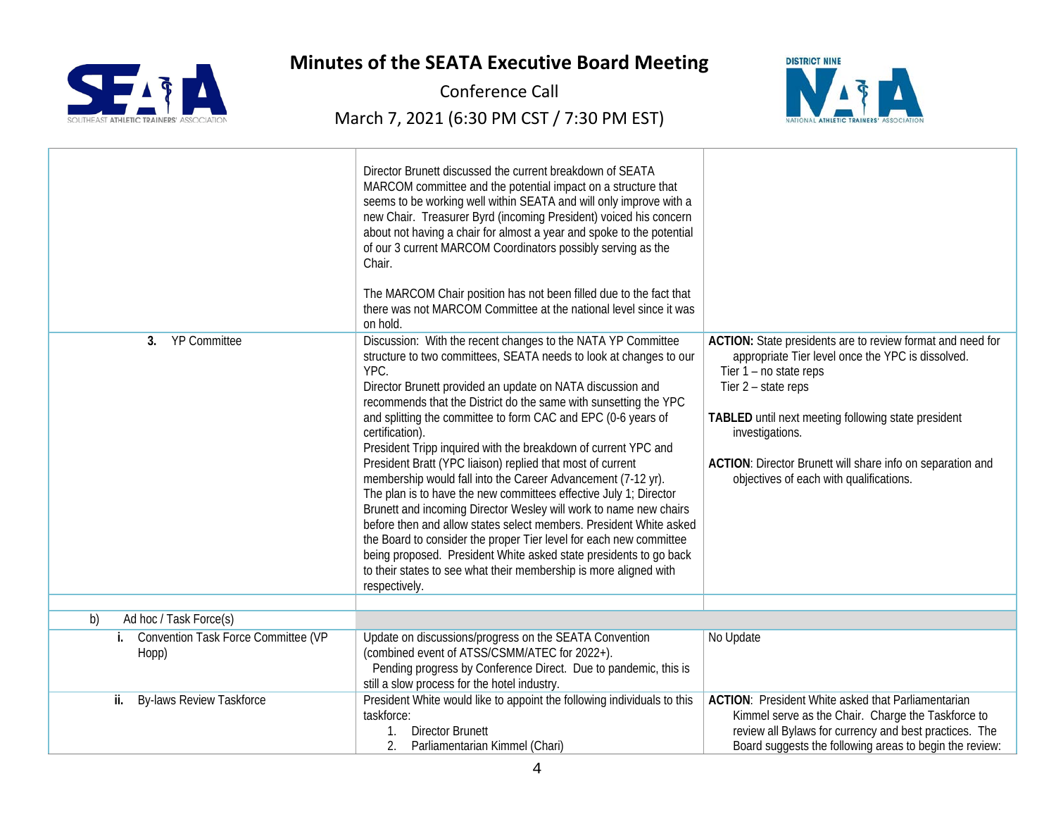# Minutes of the SEATA Executive Board Meeting

Conference Call

March 7, 2021 (6:30 PM CST / 7:30 PM EST)

| | | |
|---|---|---|
| | Director Brunett discussed the current breakdown of SEATA MARCOM committee and the potential impact on a structure that seems to be working well within SEATA and will only improve with a new Chair. Treasurer Byrd (incoming President) voiced his concern about not having a chair for almost a year and spoke to the potential of our 3 current MARCOM Coordinators possibly serving as the Chair.<br><br>The MARCOM Chair position has not been filled due to the fact that there was not MARCOM Committee at the national level since it was on hold. | |
| **3.** YP Committee | Discussion: With the recent changes to the NATA YP Committee structure to two committees, SEATA needs to look at changes to our YPC.<br>Director Brunett provided an update on NATA discussion and recommends that the District do the same with sunsetting the YPC and splitting the committee to form CAC and EPC (0-6 years of certification).<br>President Tripp inquired with the breakdown of current YPC and President Bratt (YPC liaison) replied that most of current membership would fall into the Career Advancement (7-12 yr).<br>The plan is to have the new committees effective July 1; Director Brunett and incoming Director Wesley will work to name new chairs before then and allow states select members. President White asked the Board to consider the proper Tier level for each new committee being proposed. President White asked state presidents to go back to their states to see what their membership is more aligned with respectively. | **ACTION:** State presidents are to review format and need for appropriate Tier level once the YPC is dissolved.<br>Tier 1 – no state reps<br>Tier 2 – state reps<br><br>**TABLED** until next meeting following state president investigations.<br><br>**ACTION**: Director Brunett will share info on separation and objectives of each with qualifications. |
| | | |
| b) Ad hoc / Task Force(s) | | |
| **i.** Convention Task Force Committee (VP Hopp) | Update on discussions/progress on the SEATA Convention (combined event of ATSS/CSMM/ATEC for 2022+).<br>Pending progress by Conference Direct. Due to pandemic, this is still a slow process for the hotel industry. | No Update |
| **ii.** By-laws Review Taskforce | President White would like to appoint the following individuals to this taskforce:<br>1. Director Brunett<br>2. Parliamentarian Kimmel (Chari) | **ACTION**: President White asked that Parliamentarian Kimmel serve as the Chair. Charge the Taskforce to review all Bylaws for currency and best practices. The Board suggests the following areas to begin the review: |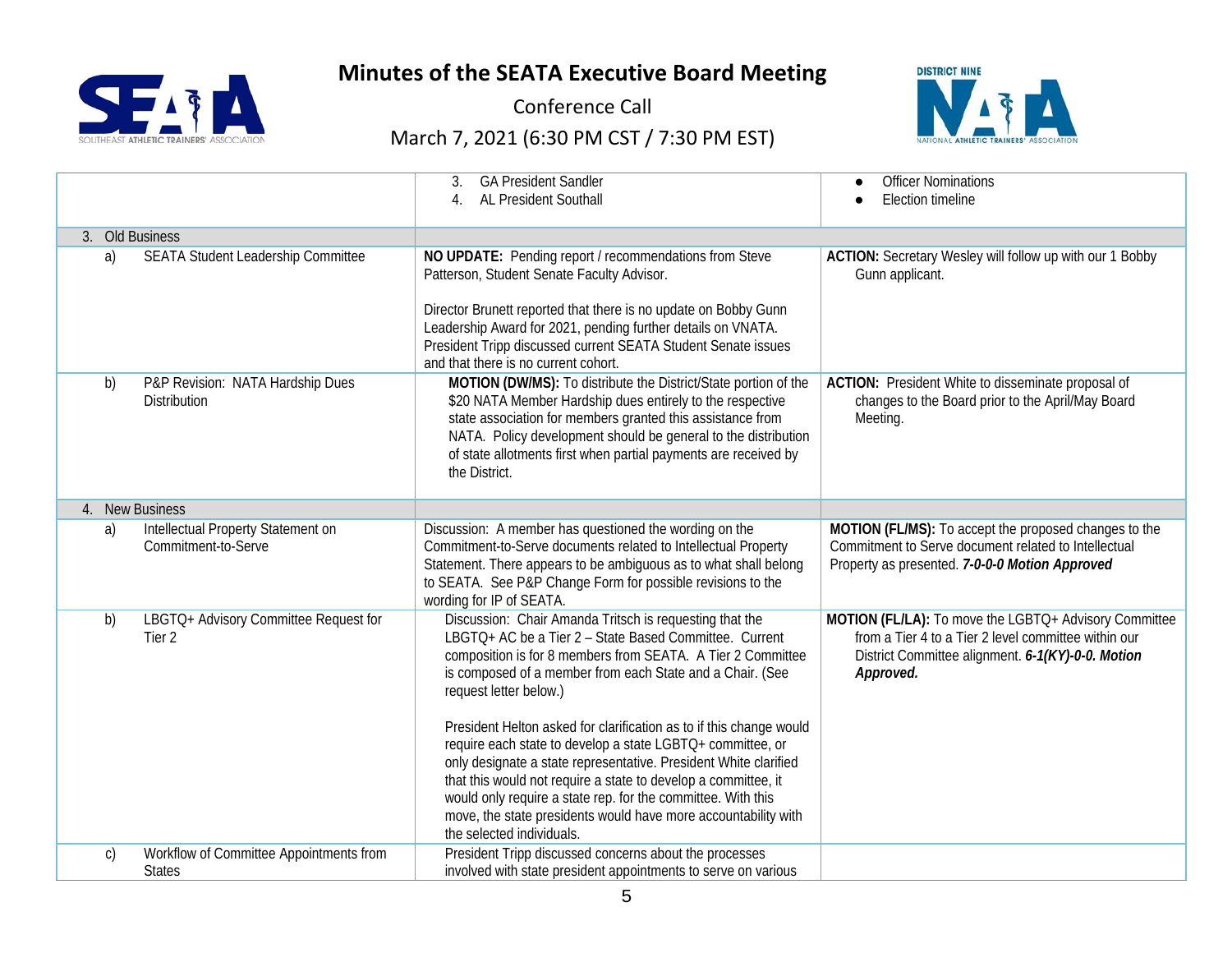# Minutes of the SEATA Executive Board Meeting

Conference Call

March 7, 2021 (6:30 PM CST / 7:30 PM EST)

| | | |
|---|---|---|
| | 3. GA President Sandler<br>4. AL President Southall | ● Officer Nominations<br>● Election timeline |
| 3. Old Business | | |
| a) SEATA Student Leadership Committee | **NO UPDATE:** Pending report / recommendations from Steve Patterson, Student Senate Faculty Advisor.<br><br>Director Brunett reported that there is no update on Bobby Gunn Leadership Award for 2021, pending further details on VNATA. President Tripp discussed current SEATA Student Senate issues and that there is no current cohort. | **ACTION:** Secretary Wesley will follow up with our 1 Bobby Gunn applicant. |
| b) P&P Revision: NATA Hardship Dues Distribution | **MOTION (DW/MS):** To distribute the District/State portion of the $20 NATA Member Hardship dues entirely to the respective state association for members granted this assistance from NATA. Policy development should be general to the distribution of state allotments first when partial payments are received by the District. | **ACTION:** President White to disseminate proposal of changes to the Board prior to the April/May Board Meeting. |
| 4. New Business | | |
| a) Intellectual Property Statement on Commitment-to-Serve | Discussion: A member has questioned the wording on the Commitment-to-Serve documents related to Intellectual Property Statement. There appears to be ambiguous as to what shall belong to SEATA. See P&P Change Form for possible revisions to the wording for IP of SEATA. | **MOTION (FL/MS):** To accept the proposed changes to the Commitment to Serve document related to Intellectual Property as presented. ***7-0-0-0 Motion Approved*** |
| b) LBGTQ+ Advisory Committee Request for Tier 2 | Discussion: Chair Amanda Tritsch is requesting that the LBGTQ+ AC be a Tier 2 – State Based Committee. Current composition is for 8 members from SEATA. A Tier 2 Committee is composed of a member from each State and a Chair. (See request letter below.)<br><br>President Helton asked for clarification as to if this change would require each state to develop a state LGBTQ+ committee, or only designate a state representative. President White clarified that this would not require a state to develop a committee, it would only require a state rep. for the committee. With this move, the state presidents would have more accountability with the selected individuals. | **MOTION (FL/LA):** To move the LGBTQ+ Advisory Committee from a Tier 4 to a Tier 2 level committee within our District Committee alignment. ***6-1(KY)-0-0. Motion Approved.*** |
| c) Workflow of Committee Appointments from States | President Tripp discussed concerns about the processes involved with state president appointments to serve on various | |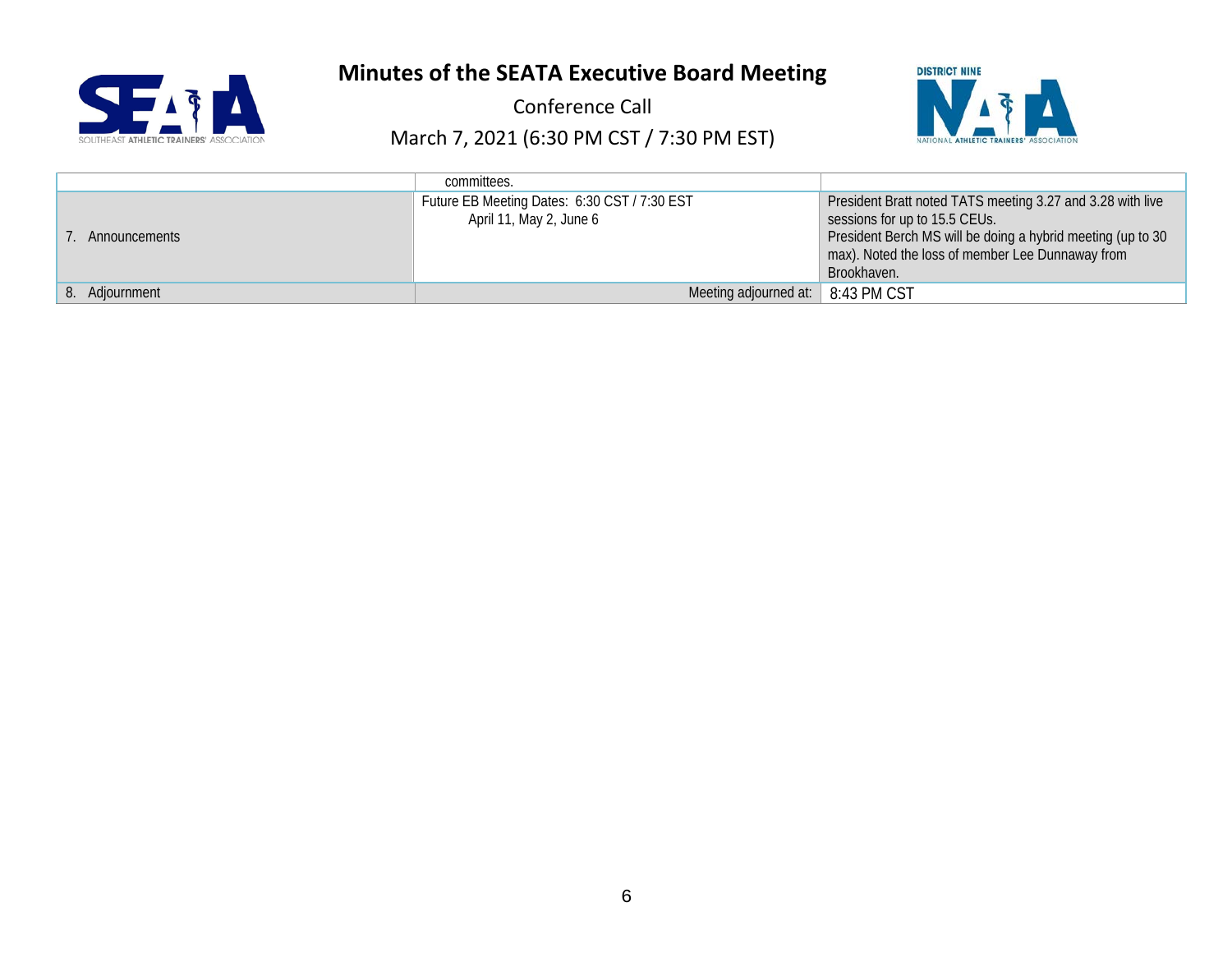# Minutes of the SEATA Executive Board Meeting

Conference Call

March 7, 2021 (6:30 PM CST / 7:30 PM EST)

| | | |
|---|---|---|
| | committees. | |
| 7. Announcements | Future EB Meeting Dates: 6:30 CST / 7:30 EST<br>April 11, May 2, June 6 | President Bratt noted TATS meeting 3.27 and 3.28 with live sessions for up to 15.5 CEUs.<br>President Berch MS will be doing a hybrid meeting (up to 30 max). Noted the loss of member Lee Dunnaway from Brookhaven. |
| 8. Adjournment | Meeting adjourned at: | 8:43 PM CST |